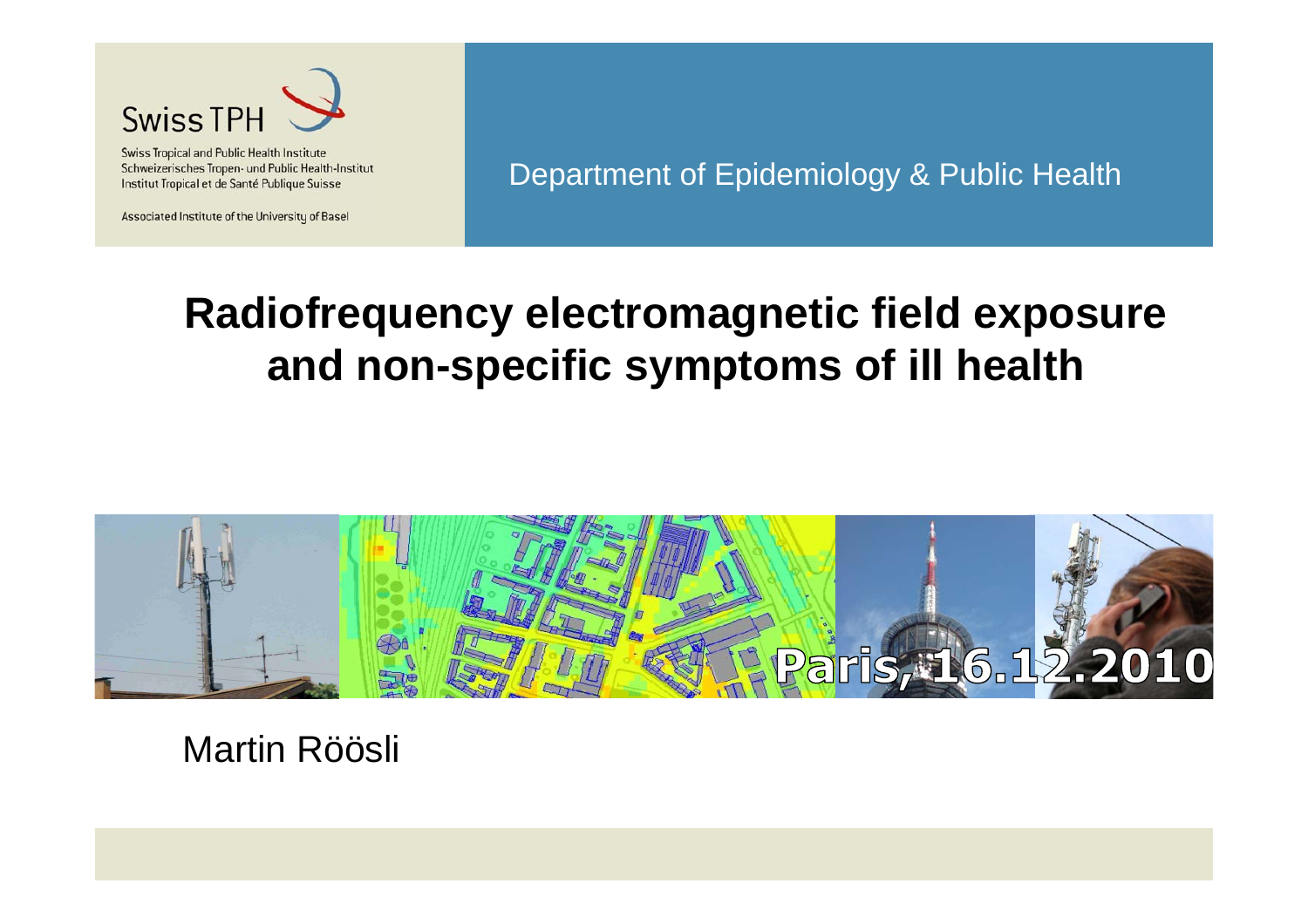Swiss TPH

Swiss Tropical and Public Health Institute
Schweizerisches Tropen- und Public Health-Institut
Institut Tropical et de Santé Publique Suisse

Associated Institute of the University of Basel

Department of Epidemiology & Public Health

# Radiofrequency electromagnetic field exposure and non-specific symptoms of ill health

Paris, 16.12.2010

Martin Röösli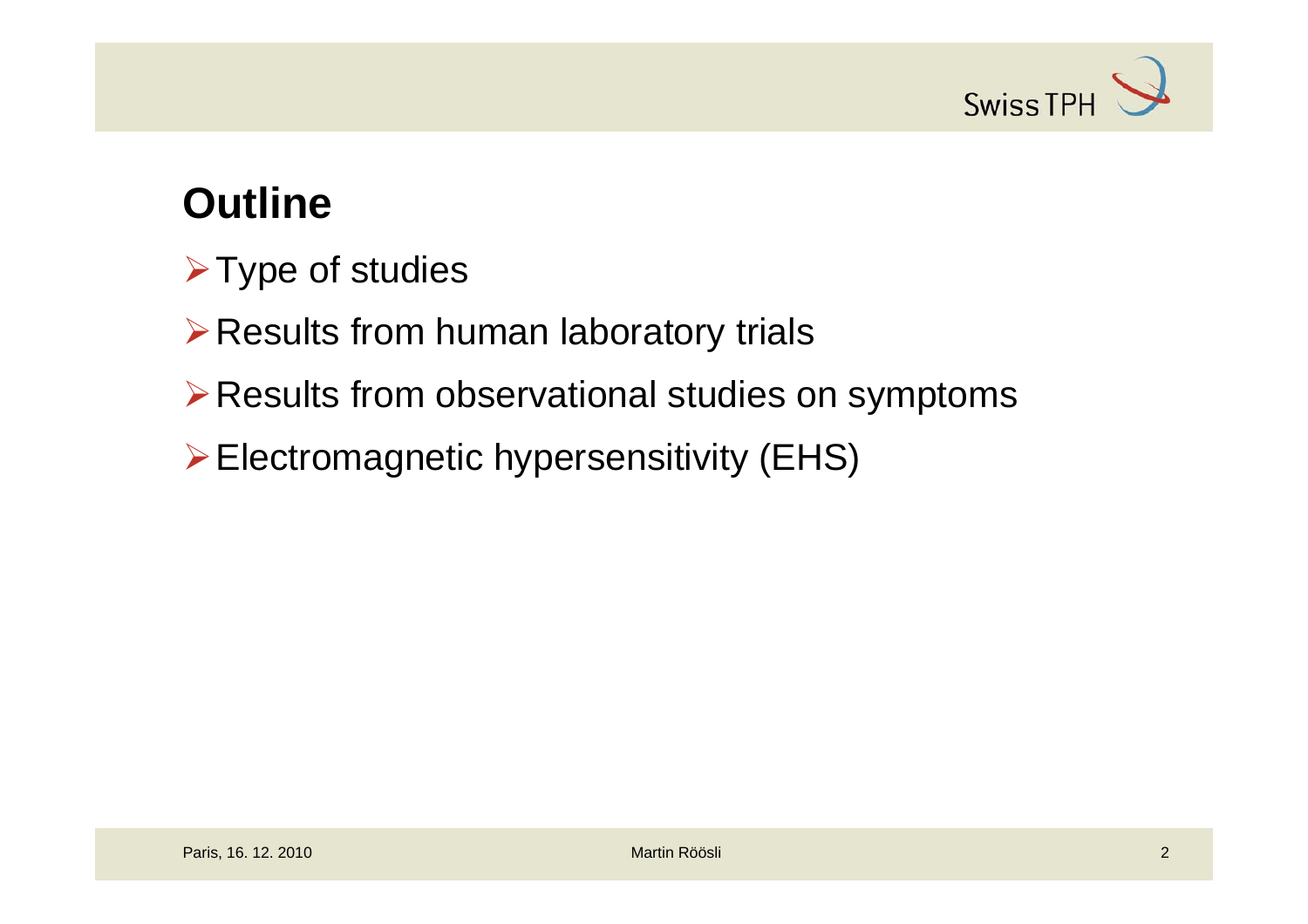# Outline

- Type of studies
- Results from human laboratory trials
- Results from observational studies on symptoms
- Electromagnetic hypersensitivity (EHS)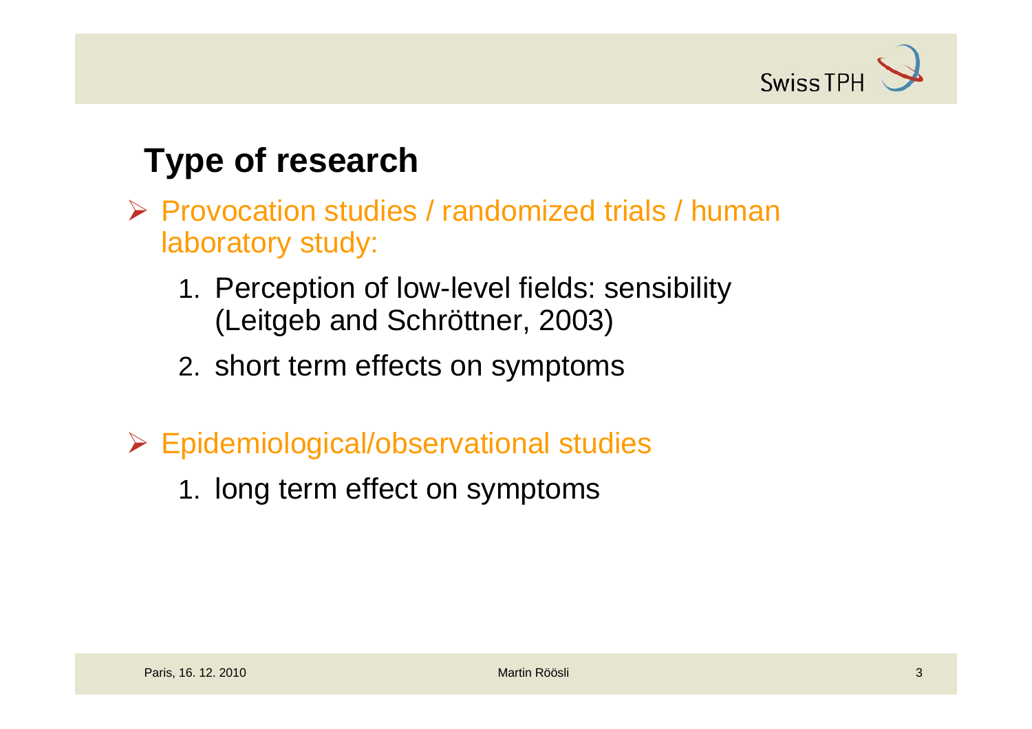# Type of research

- Provocation studies / randomized trials / human laboratory study:
  1. Perception of low-level fields: sensibility (Leitgeb and Schröttner, 2003)
  2. short term effects on symptoms

- Epidemiological/observational studies
  1. long term effect on symptoms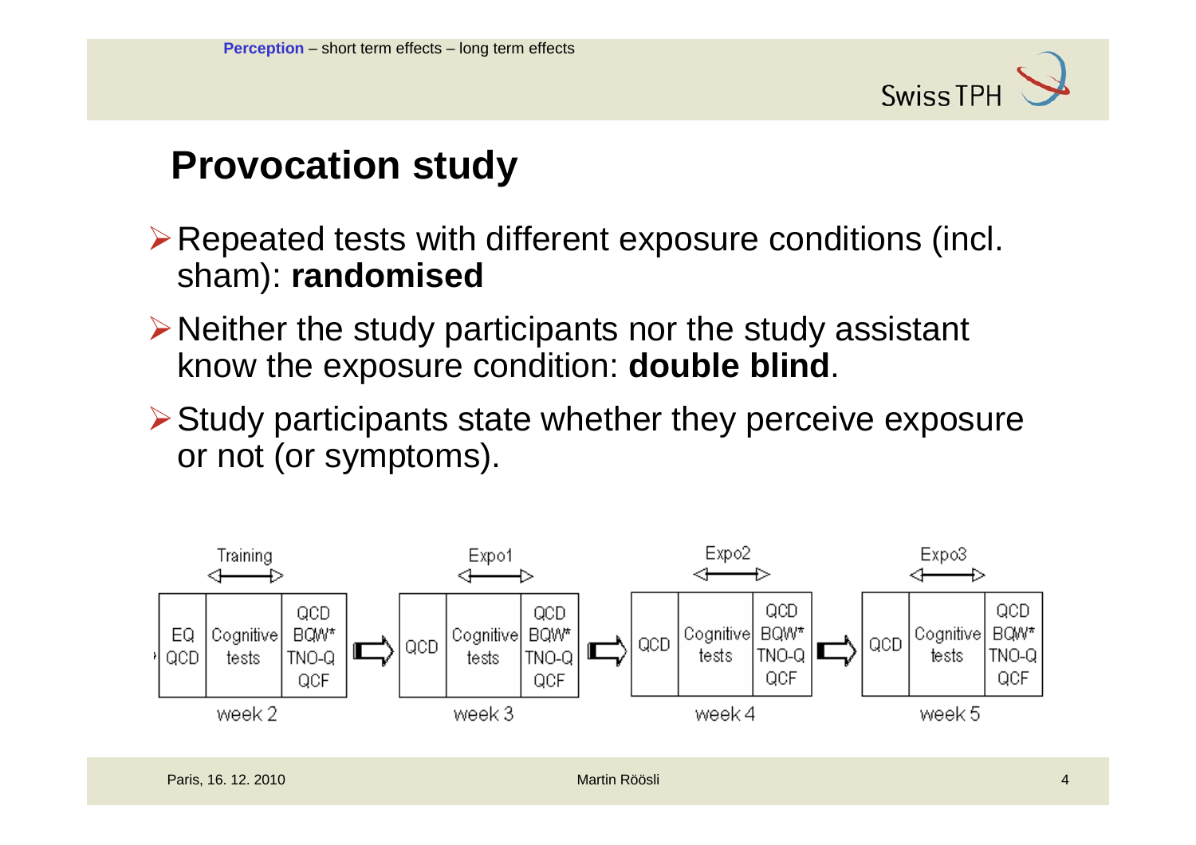## Provocation study

- Repeated tests with different exposure conditions (incl. sham): **randomised**
- Neither the study participants nor the study assistant know the exposure condition: **double blind**.
- Study participants state whether they perceive exposure or not (or symptoms).

| Training | | | | Expo1 | | | | Expo2 | | | | Expo3 | | |
|---|---|---|---|---|---|---|---|---|---|---|---|---|---|---|
| EQ QCD | Cognitive tests | QCD BQW* TNO-Q QCF | ⇨ | QCD | Cognitive tests | QCD BQW* TNO-Q QCF | ⇨ | QCD | Cognitive tests | QCD BQW* TNO-Q QCF | ⇨ | QCD | Cognitive tests | QCD BQW* TNO-Q QCF |
| week 2 | | | | week 3 | | | | week 4 | | | | week 5 | | |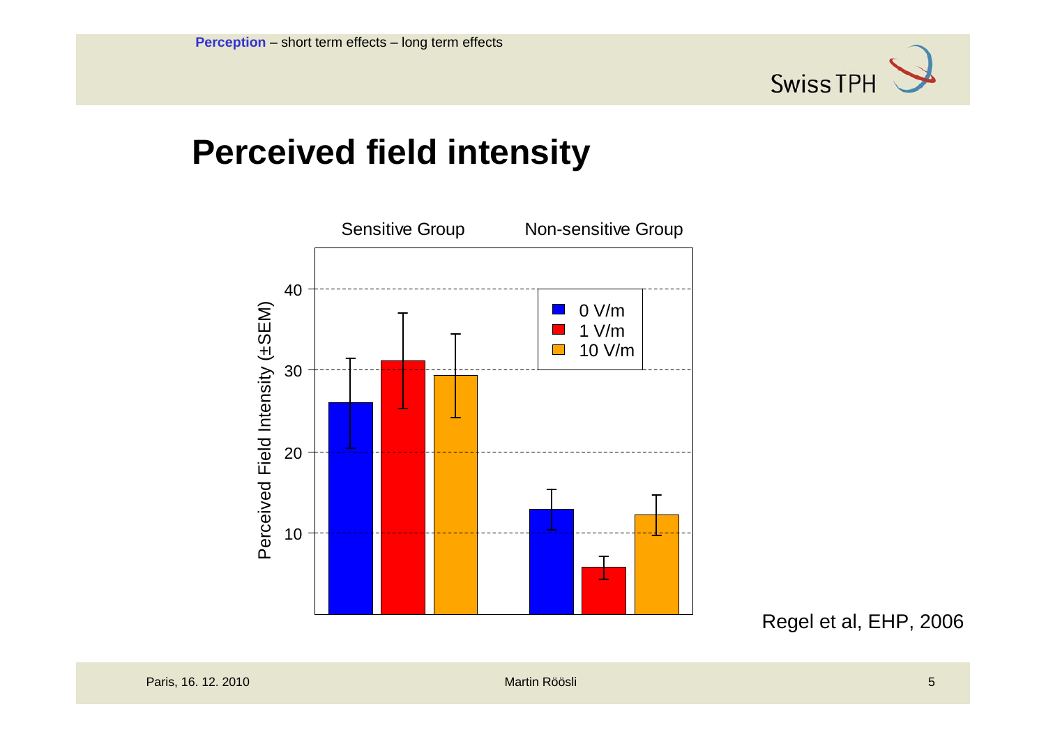# Perceived field intensity

Sensitive Group | Non-sensitive Group

Perceived Field Intensity (±SEM)

- 0 V/m
- 1 V/m
- 10 V/m

Regel et al, EHP, 2006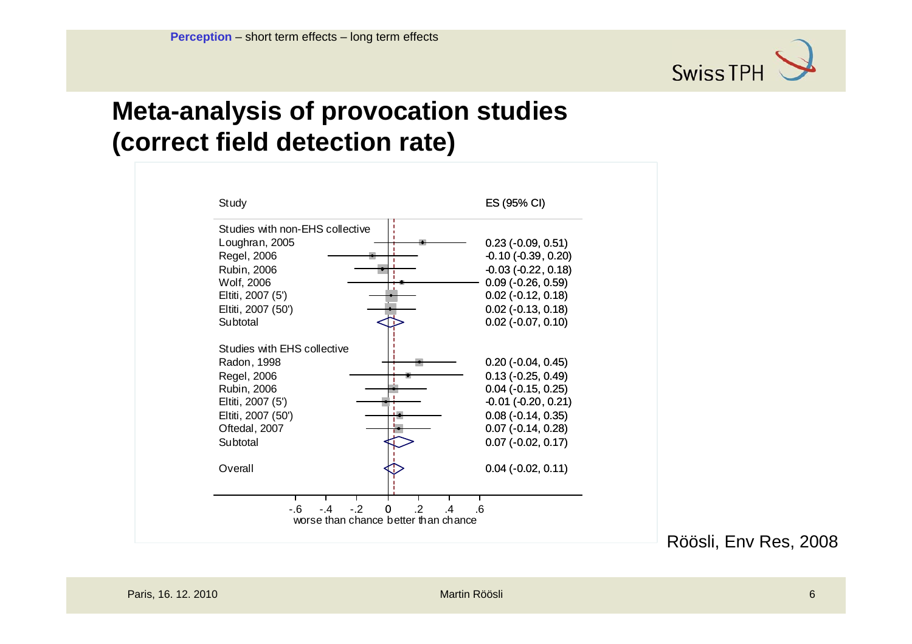**Perception** – short term effects – long term effects

# Meta-analysis of provocation studies (correct field detection rate)

| Study | ES (95% CI) |
| --- | --- |
| **Studies with non-EHS collective** | |
| Loughran, 2005 | 0.23 (-0.09, 0.51) |
| Regel, 2006 | -0.10 (-0.39, 0.20) |
| Rubin, 2006 | -0.03 (-0.22, 0.18) |
| Wolf, 2006 | 0.09 (-0.26, 0.59) |
| Eltiti, 2007 (5') | 0.02 (-0.12, 0.18) |
| Eltiti, 2007 (50') | 0.02 (-0.13, 0.18) |
| Subtotal | 0.02 (-0.07, 0.10) |
| **Studies with EHS collective** | |
| Radon, 1998 | 0.20 (-0.04, 0.45) |
| Regel, 2006 | 0.13 (-0.25, 0.49) |
| Rubin, 2006 | 0.04 (-0.15, 0.25) |
| Eltiti, 2007 (5') | -0.01 (-0.20, 0.21) |
| Eltiti, 2007 (50') | 0.08 (-0.14, 0.35) |
| Oftedal, 2007 | 0.07 (-0.14, 0.28) |
| Subtotal | 0.07 (-0.02, 0.17) |
| Overall | 0.04 (-0.02, 0.11) |

Axis: -.6 -.4 -.2 0 .2 .4 .6 — worse than chance | better than chance

Röösli, Env Res, 2008

Paris, 16. 12. 2010 — Martin Röösli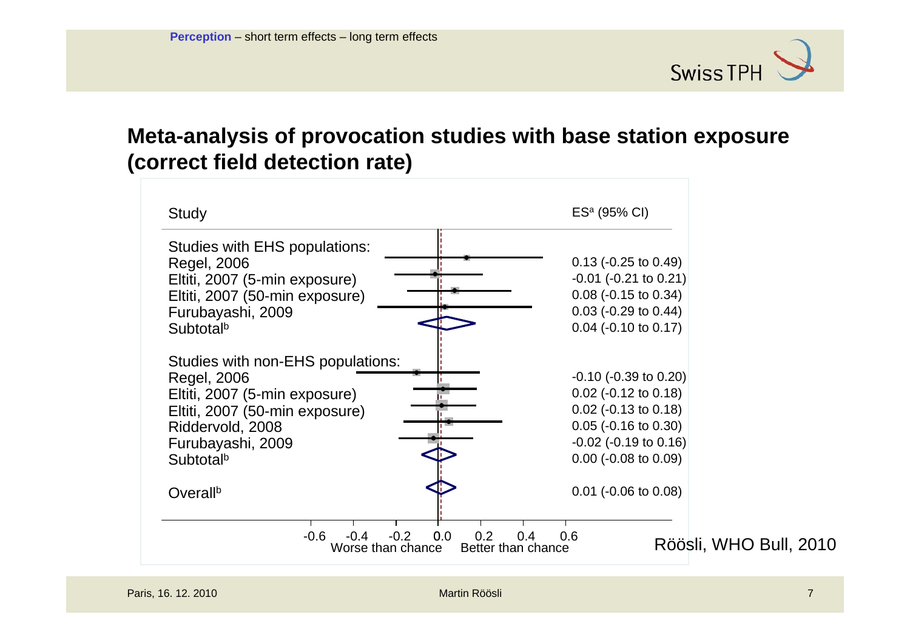Perception – short term effects – long term effects

## Meta-analysis of provocation studies with base station exposure (correct field detection rate)

| Study | ES[a] (95% CI) |
|---|---|
| **Studies with EHS populations:** | |
| Regel, 2006 | 0.13 (-0.25 to 0.49) |
| Eltiti, 2007 (5-min exposure) | -0.01 (-0.21 to 0.21) |
| Eltiti, 2007 (50-min exposure) | 0.08 (-0.15 to 0.34) |
| Furubayashi, 2009 | 0.03 (-0.29 to 0.44) |
| Subtotal[b] | 0.04 (-0.10 to 0.17) |
| **Studies with non-EHS populations:** | |
| Regel, 2006 | -0.10 (-0.39 to 0.20) |
| Eltiti, 2007 (5-min exposure) | 0.02 (-0.12 to 0.18) |
| Eltiti, 2007 (50-min exposure) | 0.02 (-0.13 to 0.18) |
| Riddervold, 2008 | 0.05 (-0.16 to 0.30) |
| Furubayashi, 2009 | -0.02 (-0.19 to 0.16) |
| Subtotal[b] | 0.00 (-0.08 to 0.09) |
| Overall[b] | 0.01 (-0.06 to 0.08) |

-0.6 -0.4 -0.2 0.0 0.2 0.4 0.6

Worse than chance — Better than chance

Röösli, WHO Bull, 2010

Paris, 16. 12. 2010 — Martin Röösli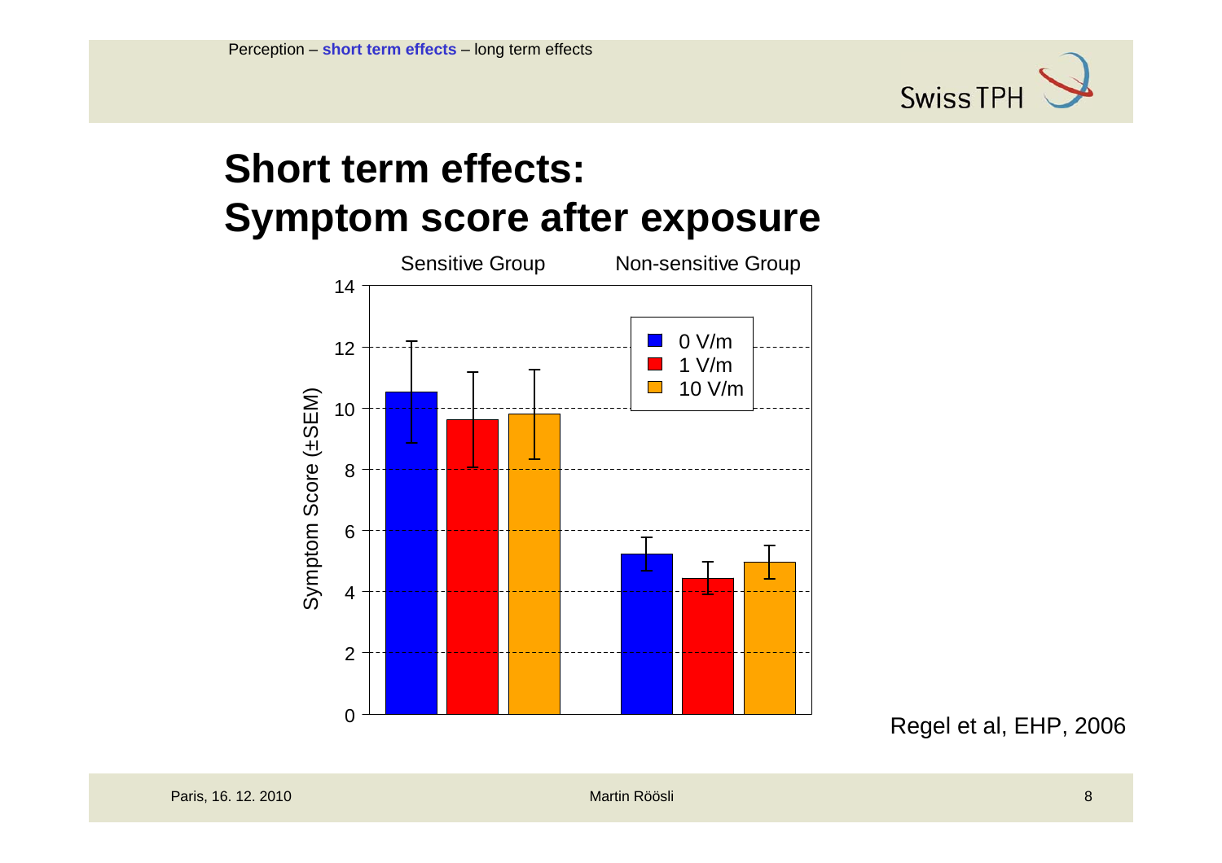Perception – **short term effects** – long term effects

# Short term effects: Symptom score after exposure

Sensitive Group | Non-sensitive Group

Symptom Score (±SEM)

0 V/m
1 V/m
10 V/m

Regel et al, EHP, 2006

Paris, 16. 12. 2010 | Martin Röösli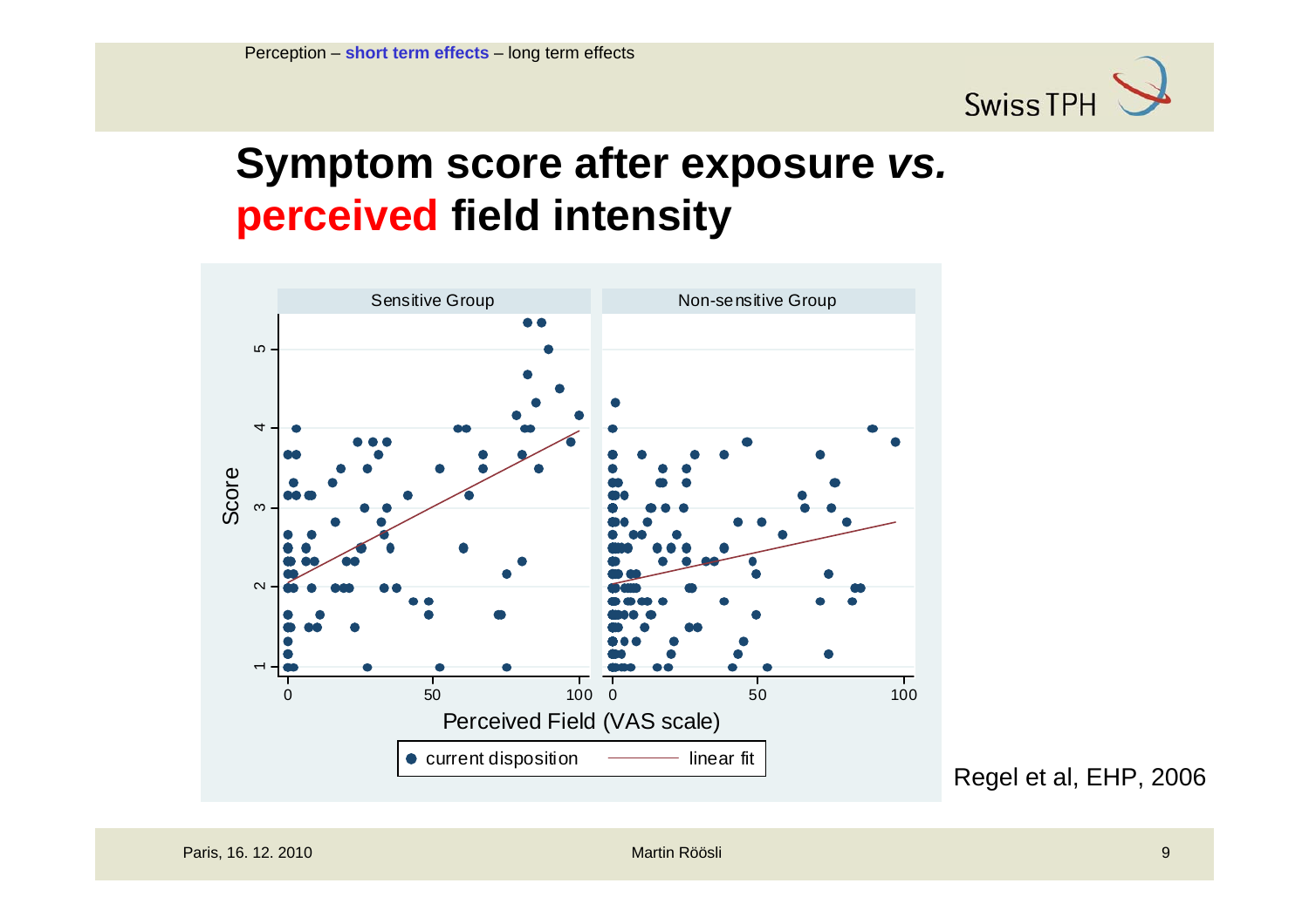# Symptom score after exposure *vs.* perceived field intensity

Regel et al, EHP, 2006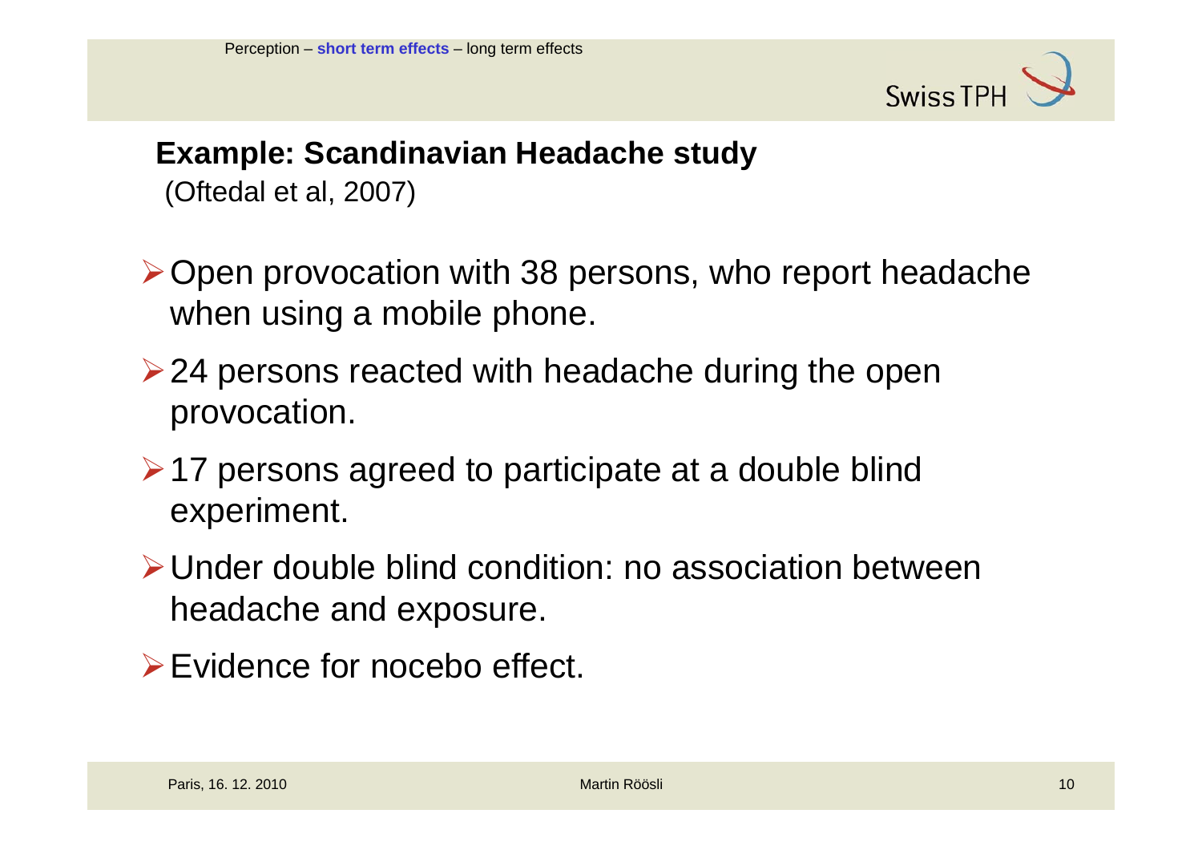## Example: Scandinavian Headache study

(Oftedal et al, 2007)

- Open provocation with 38 persons, who report headache when using a mobile phone.
- 24 persons reacted with headache during the open provocation.
- 17 persons agreed to participate at a double blind experiment.
- Under double blind condition: no association between headache and exposure.
- Evidence for nocebo effect.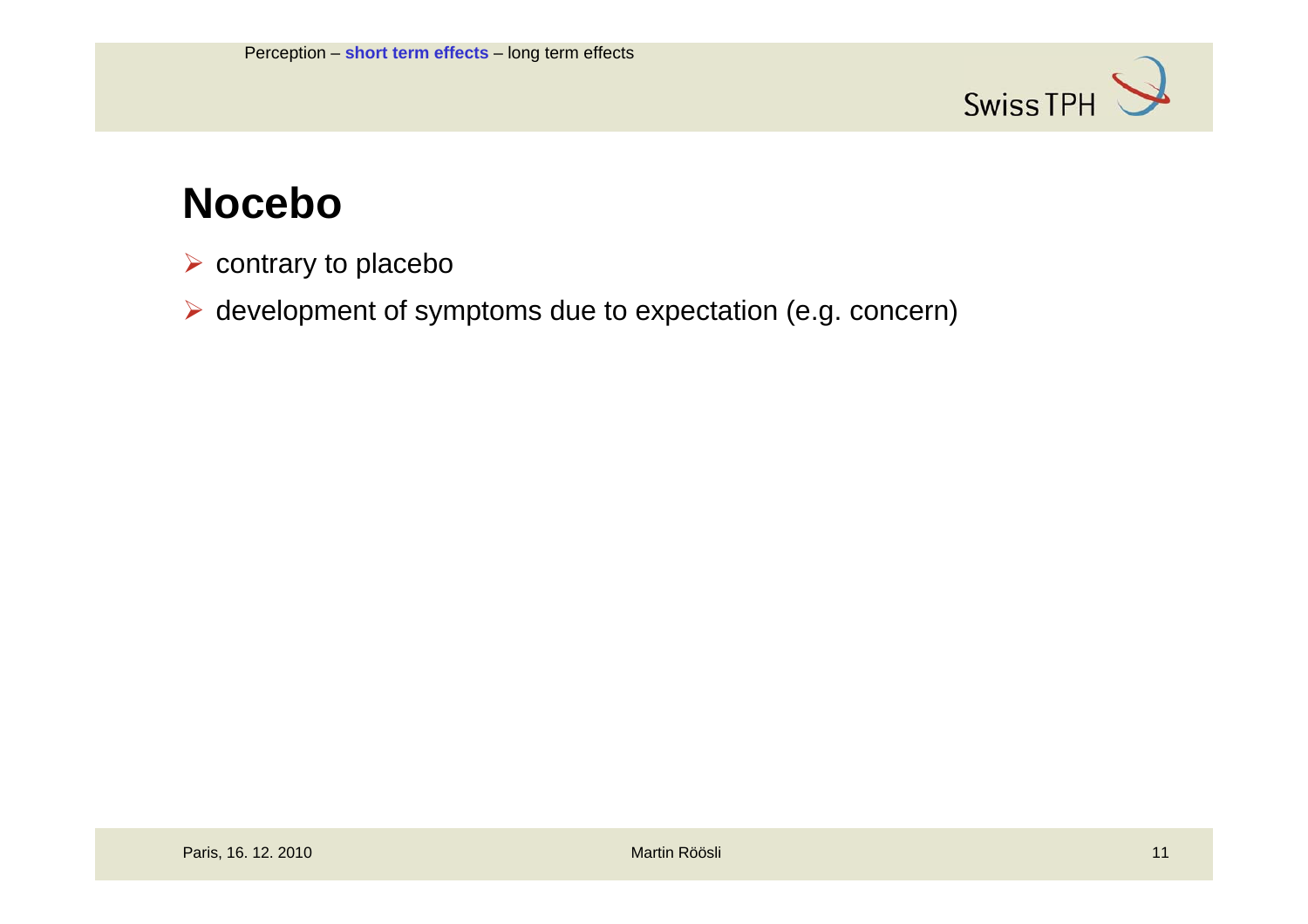# Nocebo

- contrary to placebo
- development of symptoms due to expectation (e.g. concern)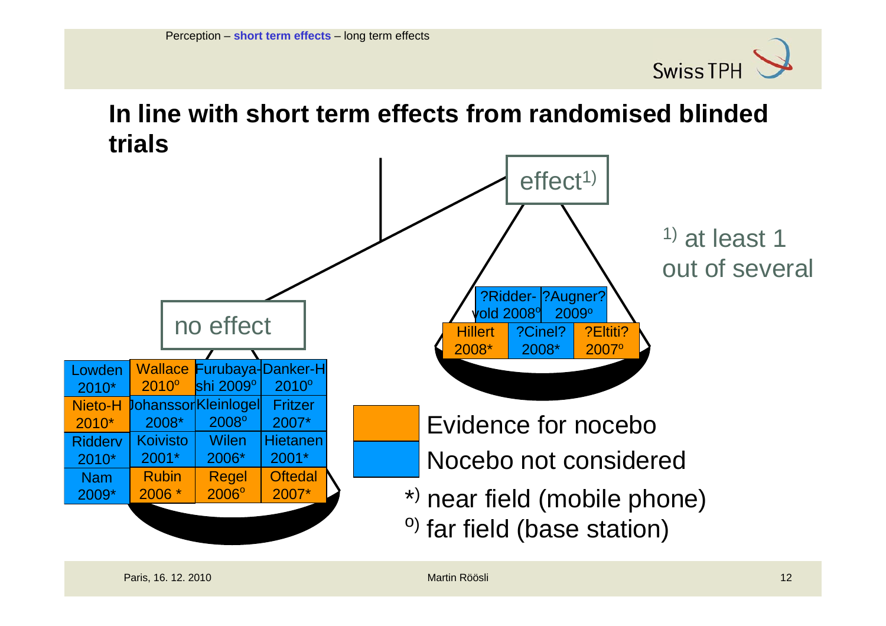Perception – **short term effects** – long term effects

# In line with short term effects from randomised blinded trials

**effect**[1)]

| ?Ridder-vold 2008° | ?Augner? 2009° | |
|---|---|---|
| Hillert 2008* | ?Cinel? 2008* | ?Eltiti? 2007° |

[1)] at least 1 out of several

**no effect**

| | | | |
|---|---|---|---|
| Lowden 2010* | Wallace 2010° | Furubaya-shi 2009° | Danker-H 2010° |
| Nieto-H 2010* | Johansson 2008* | Kleinlogel 2008° | Fritzer 2007* |
| Ridderv 2010* | Koivisto 2001* | Wilen 2006* | Hietanen 2001* |
| Nam 2009* | Rubin 2006 * | Regel 2006° | Oftedal 2007* |

Evidence for nocebo (orange)

Nocebo not considered (blue)

*) near field (mobile phone)

°) far field (base station)

Paris, 16. 12. 2010 — Martin Röösli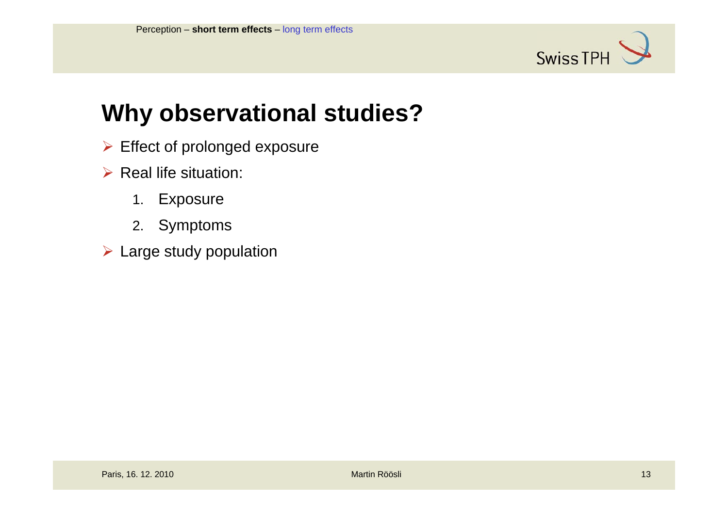# Why observational studies?

- Effect of prolonged exposure
- Real life situation:
  1. Exposure
  2. Symptoms
- Large study population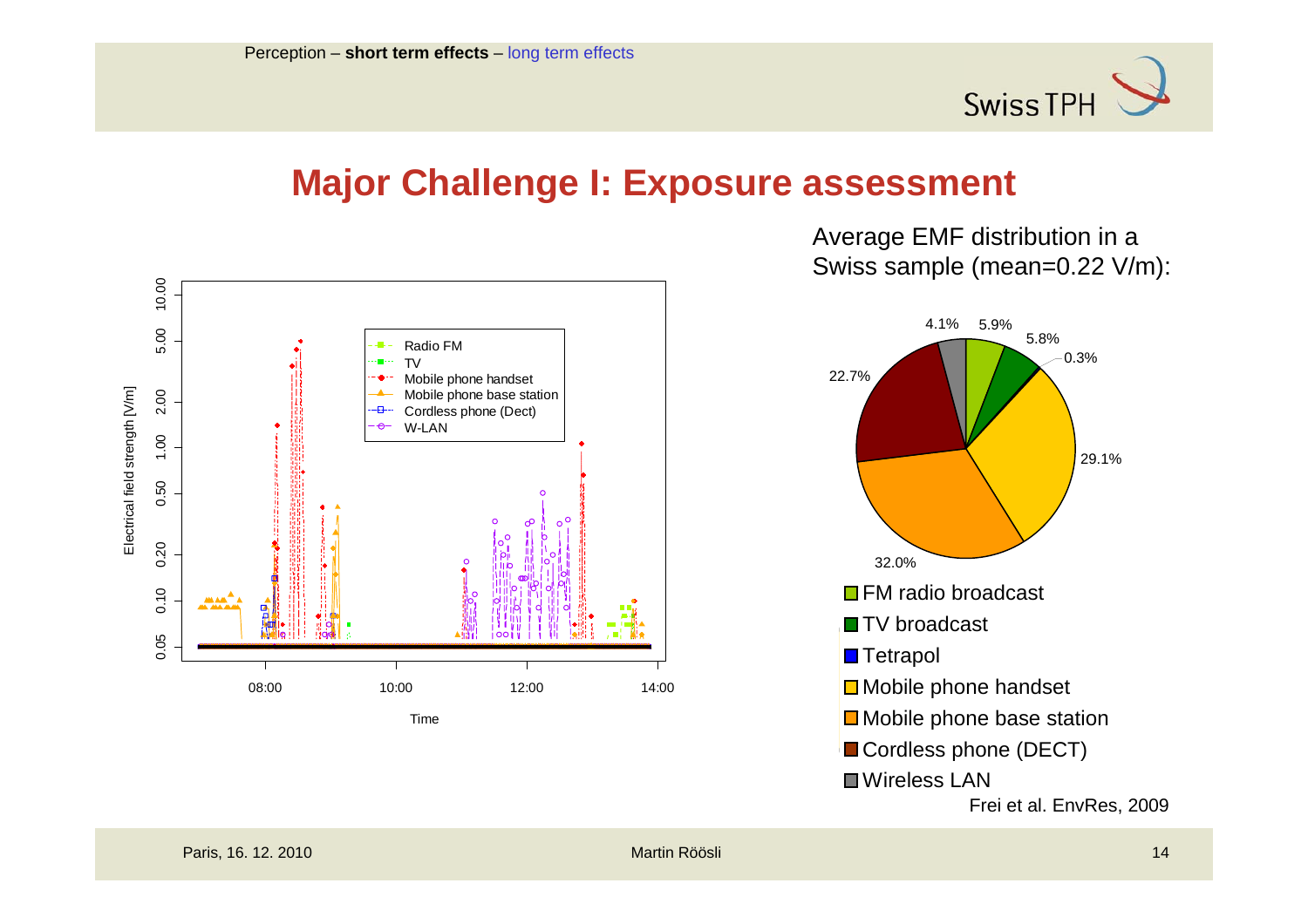Perception – **short term effects** – long term effects

# Major Challenge I: Exposure assessment

Average EMF distribution in a Swiss sample (mean=0.22 V/m):

- FM radio broadcast: 5.9%
- TV broadcast: 5.8%
- Tetrapol: 0.3%
- Mobile phone handset: 29.1%
- Mobile phone base station: 32.0%
- Cordless phone (DECT): 22.7%
- Wireless LAN: 4.1%

Frei et al. EnvRes, 2009

Paris, 16. 12. 2010 — Martin Röösli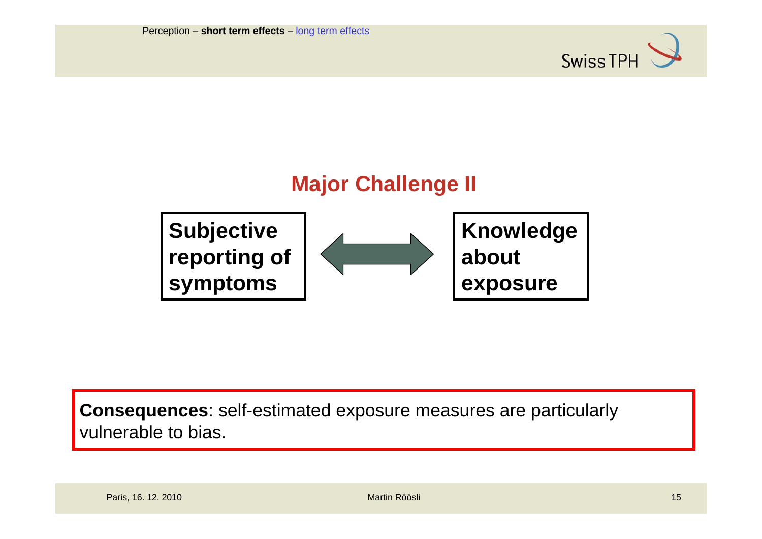## Major Challenge II

**Subjective reporting of symptoms** ⟷ **Knowledge about exposure**

**Consequences**: self-estimated exposure measures are particularly vulnerable to bias.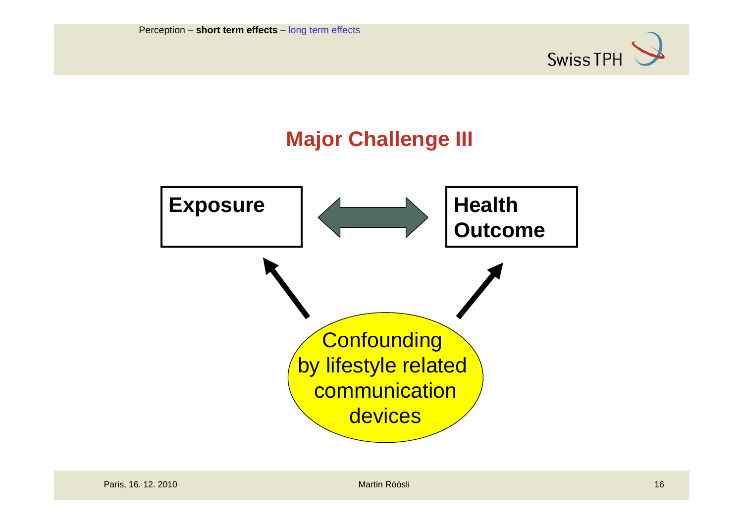# Major Challenge III

Exposure

Health Outcome

Confounding by lifestyle related communication devices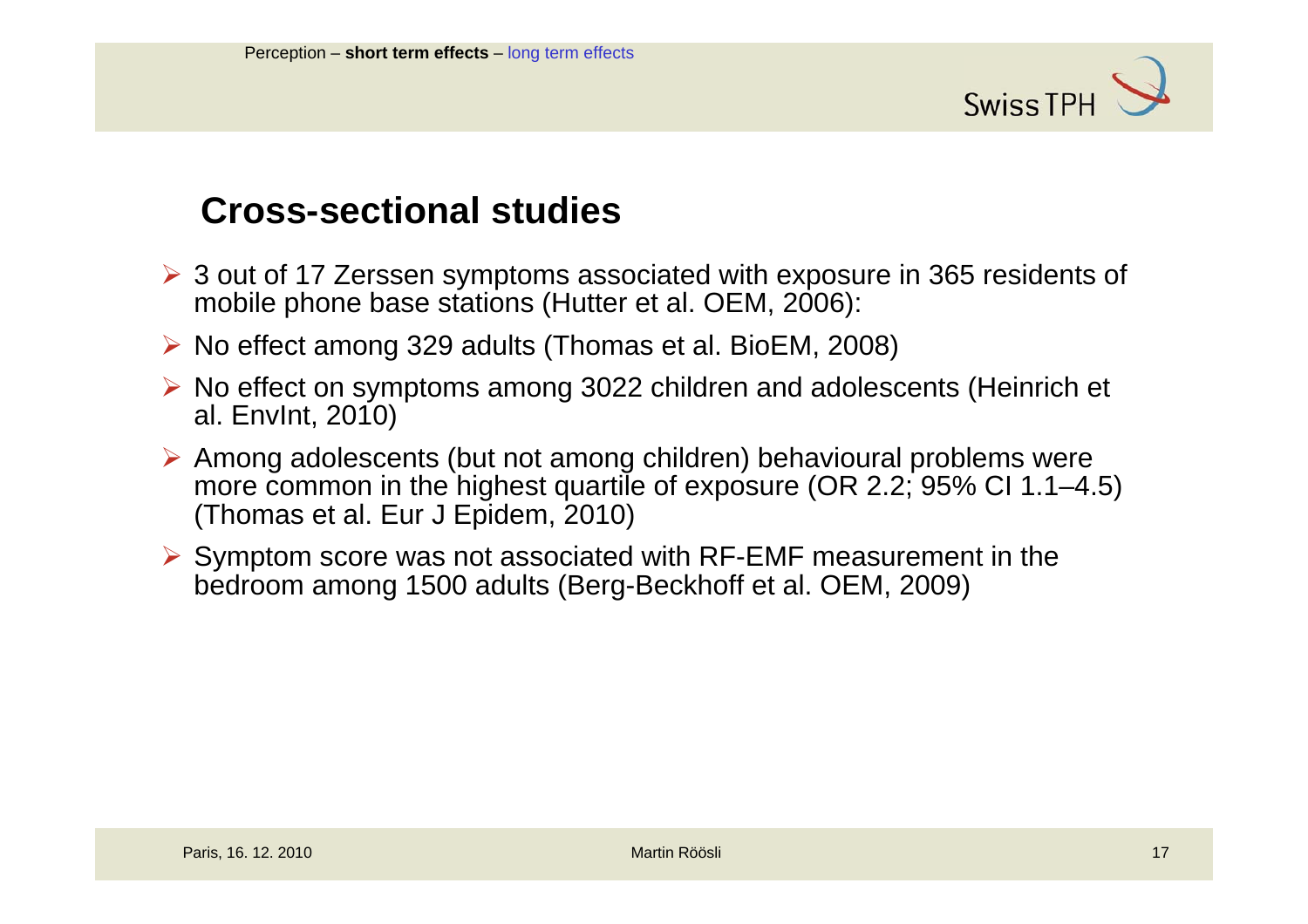## Cross-sectional studies

- 3 out of 17 Zerssen symptoms associated with exposure in 365 residents of mobile phone base stations (Hutter et al. OEM, 2006):
- No effect among 329 adults (Thomas et al. BioEM, 2008)
- No effect on symptoms among 3022 children and adolescents (Heinrich et al. EnvInt, 2010)
- Among adolescents (but not among children) behavioural problems were more common in the highest quartile of exposure (OR 2.2; 95% CI 1.1–4.5) (Thomas et al. Eur J Epidem, 2010)
- Symptom score was not associated with RF-EMF measurement in the bedroom among 1500 adults (Berg-Beckhoff et al. OEM, 2009)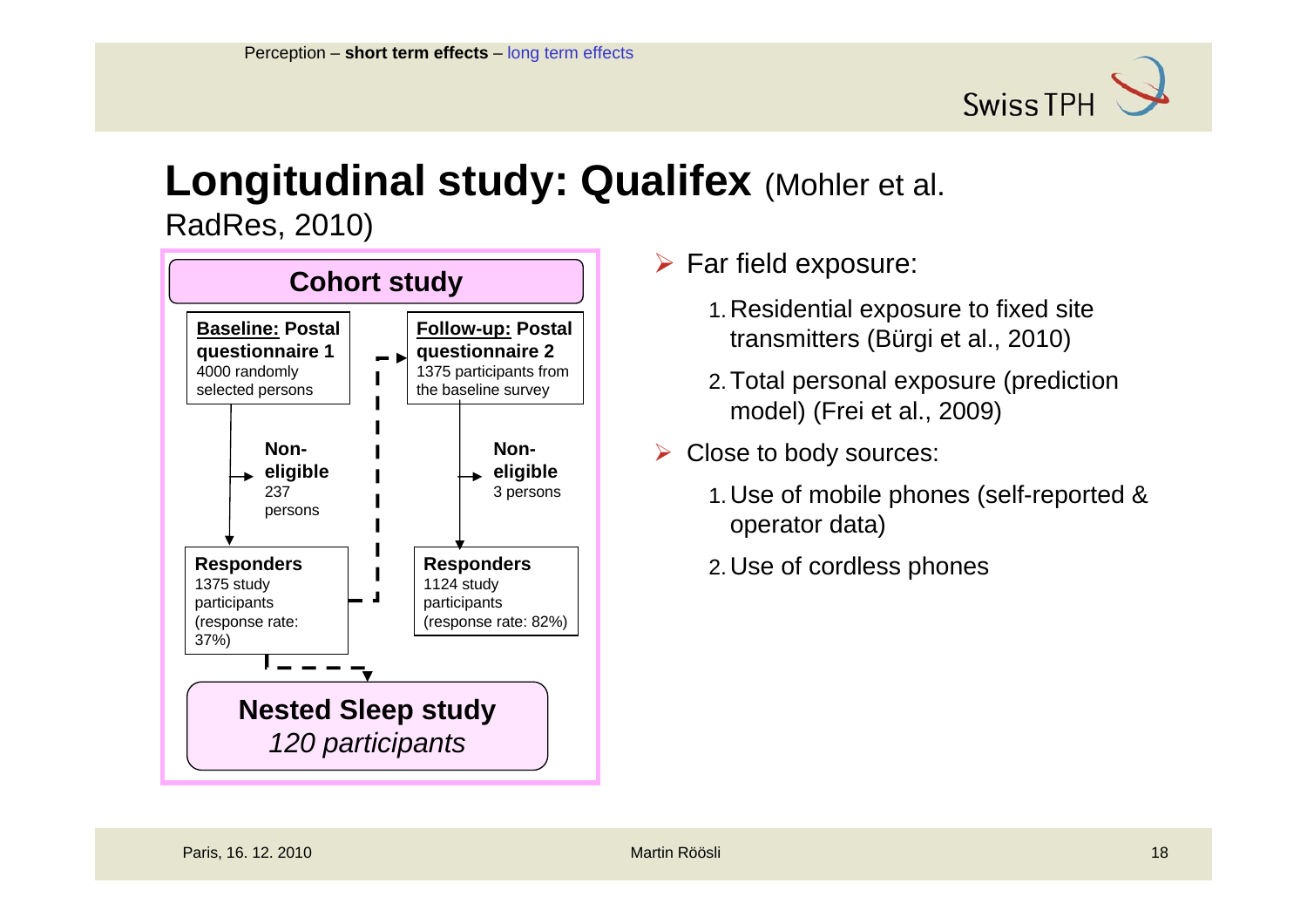Perception – **short term effects** – long term effects

# Longitudinal study: Qualifex (Mohler et al. RadRes, 2010)

**Cohort study**

**Baseline: Postal questionnaire 1**
4000 randomly selected persons

→ **Non-eligible**
237 persons

**Responders**
1375 study participants (response rate: 37%)

**Follow-up: Postal questionnaire 2**
1375 participants from the baseline survey

→ **Non-eligible**
3 persons

**Responders**
1124 study participants (response rate: 82%)

**Nested Sleep study**
*120 participants*

- Far field exposure:
  1. Residential exposure to fixed site transmitters (Bürgi et al., 2010)
  2. Total personal exposure (prediction model) (Frei et al., 2009)
- Close to body sources:
  1. Use of mobile phones (self-reported & operator data)
  2. Use of cordless phones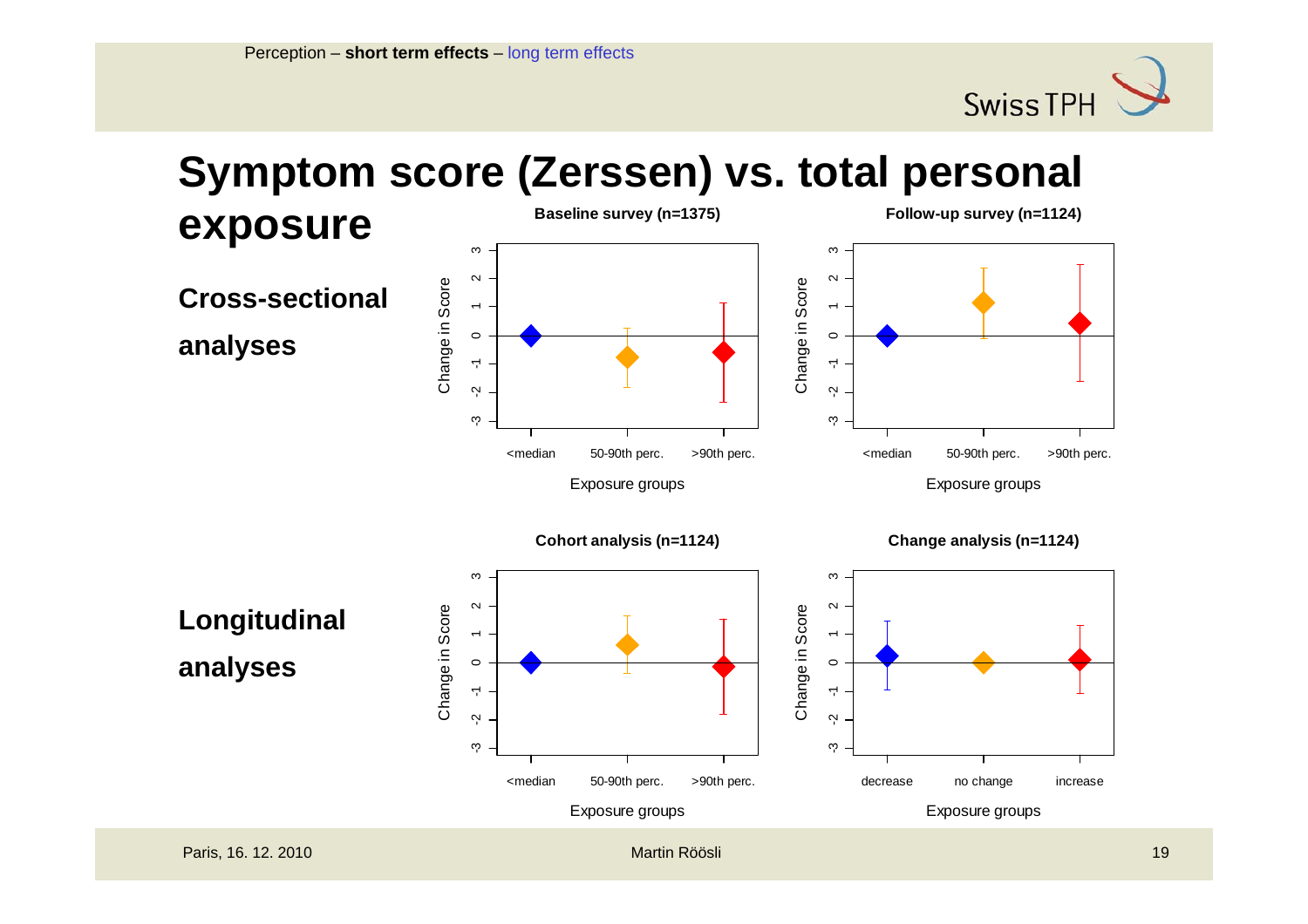Perception – **short term effects** – long term effects

# Symptom score (Zerssen) vs. total personal exposure

**Cross-sectional analyses**

**Baseline survey (n=1375)**

**Follow-up survey (n=1124)**

**Longitudinal analyses**

**Cohort analysis (n=1124)**

**Change analysis (n=1124)**

Change in Score

Exposure groups: <median, 50-90th perc., >90th perc.

Exposure groups: decrease, no change, increase

Paris, 16. 12. 2010 — Martin Röösli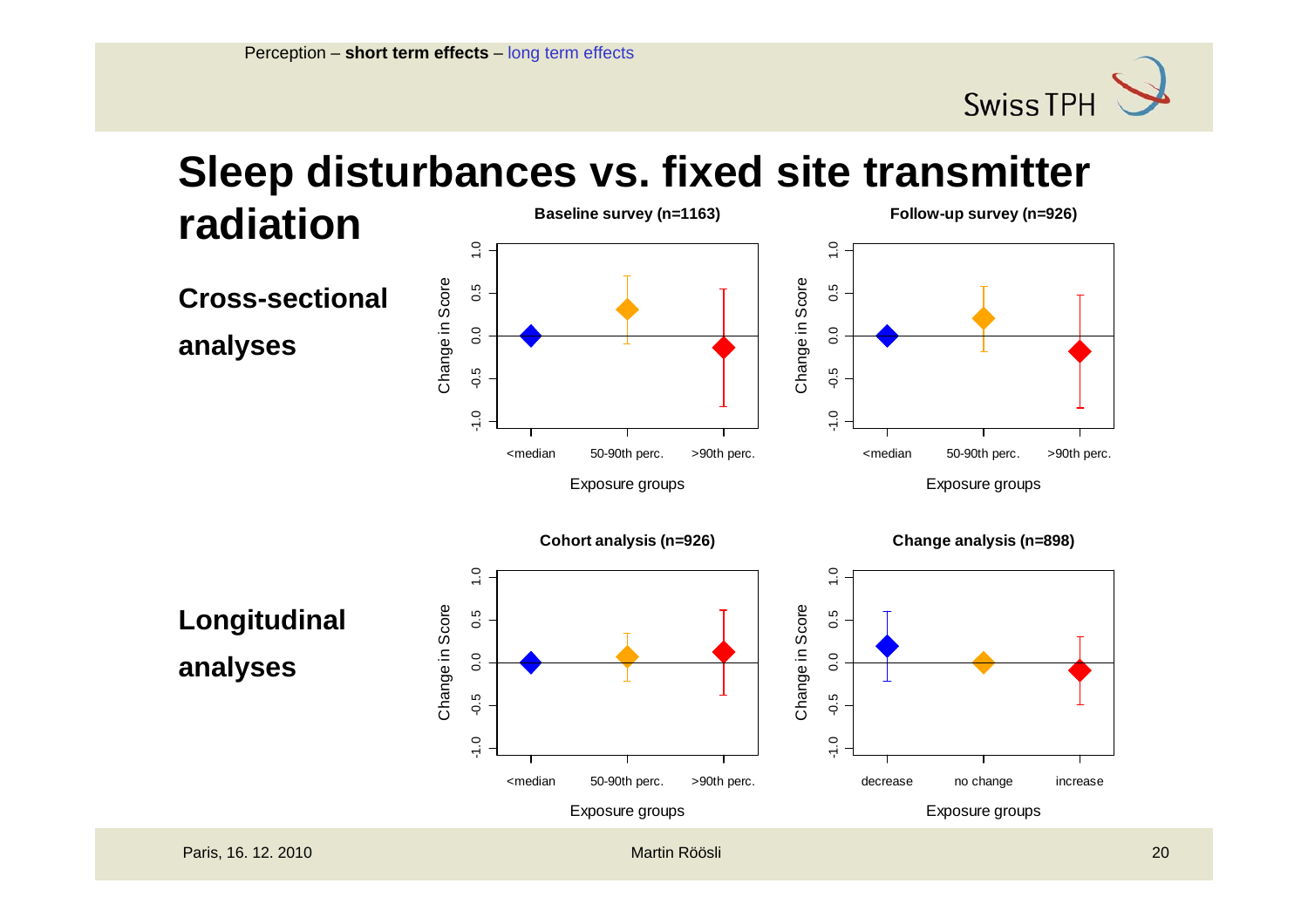Perception – **short term effects** – long term effects

# Sleep disturbances vs. fixed site transmitter radiation

**Cross-sectional analyses**

**Baseline survey (n=1163)**

Change in Score

Exposure groups: <median, 50-90th perc., >90th perc.

**Follow-up survey (n=926)**

Change in Score

Exposure groups: <median, 50-90th perc., >90th perc.

**Longitudinal analyses**

**Cohort analysis (n=926)**

Change in Score

Exposure groups: <median, 50-90th perc., >90th perc.

**Change analysis (n=898)**

Change in Score

Exposure groups: decrease, no change, increase

Paris, 16. 12. 2010 Martin Röösli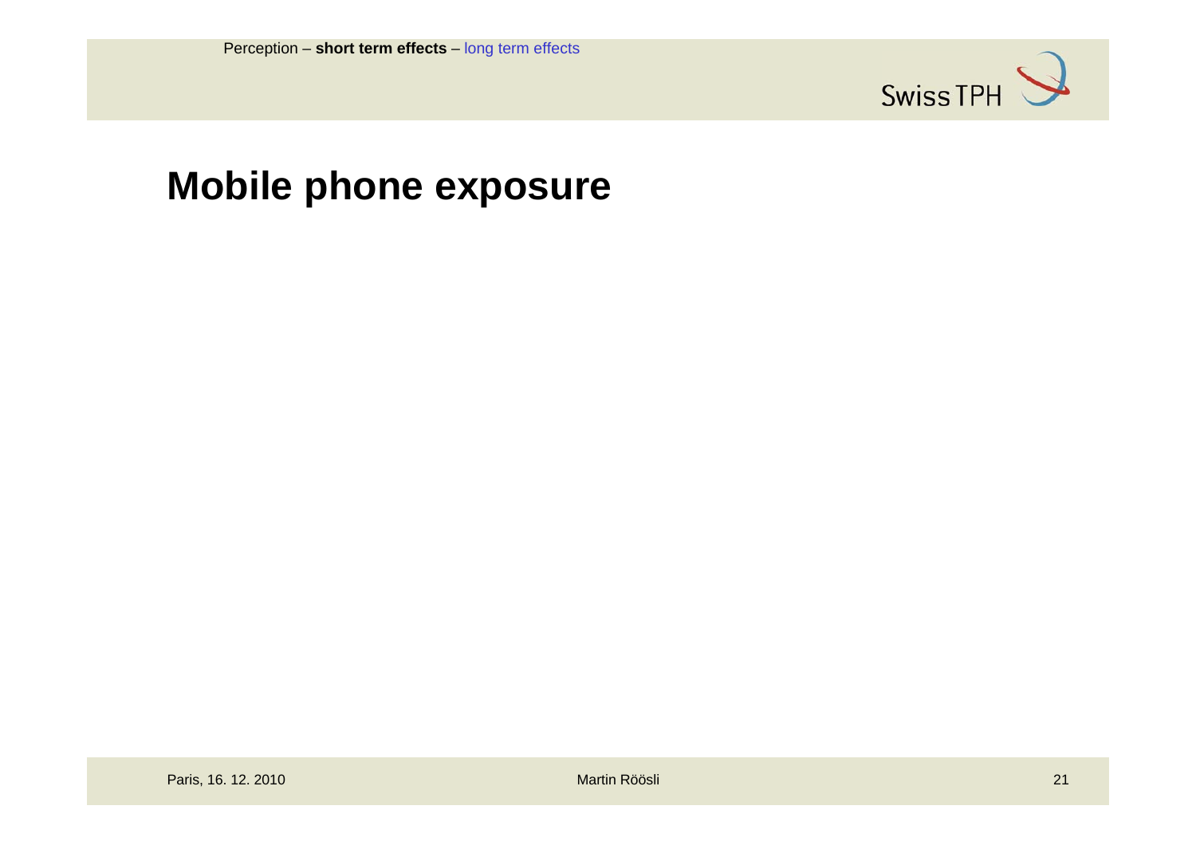# Mobile phone exposure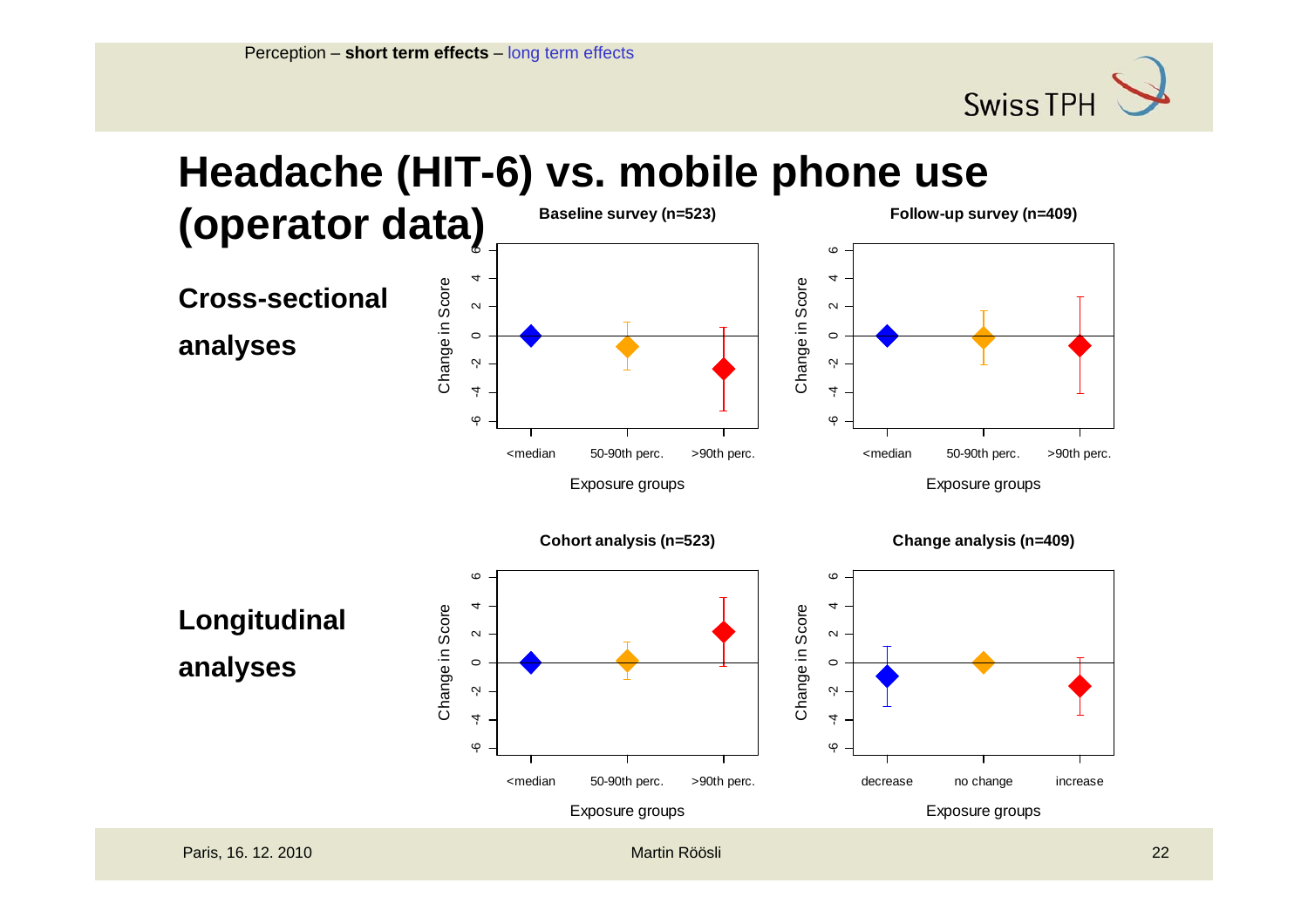Perception – **short term effects** – long term effects

# Headache (HIT-6) vs. mobile phone use (operator data)

**Cross-sectional analyses**

Baseline survey (n=523)

Follow-up survey (n=409)

**Longitudinal analyses**

Cohort analysis (n=523)

Change analysis (n=409)

Paris, 16. 12. 2010 Martin Röösli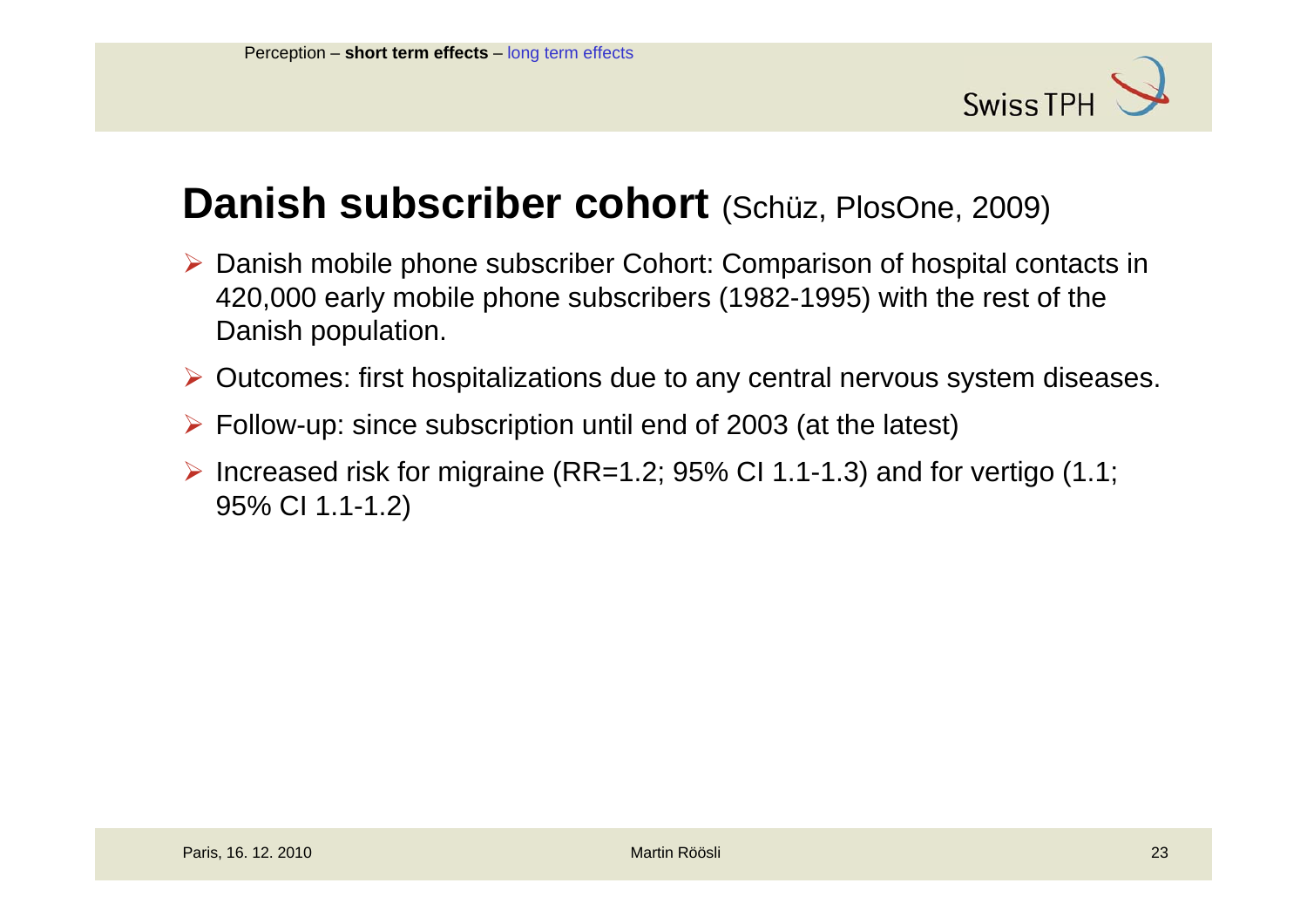# Danish subscriber cohort (Schüz, PlosOne, 2009)

- Danish mobile phone subscriber Cohort: Comparison of hospital contacts in 420,000 early mobile phone subscribers (1982-1995) with the rest of the Danish population.
- Outcomes: first hospitalizations due to any central nervous system diseases.
- Follow-up: since subscription until end of 2003 (at the latest)
- Increased risk for migraine (RR=1.2; 95% CI 1.1-1.3) and for vertigo (1.1; 95% CI 1.1-1.2)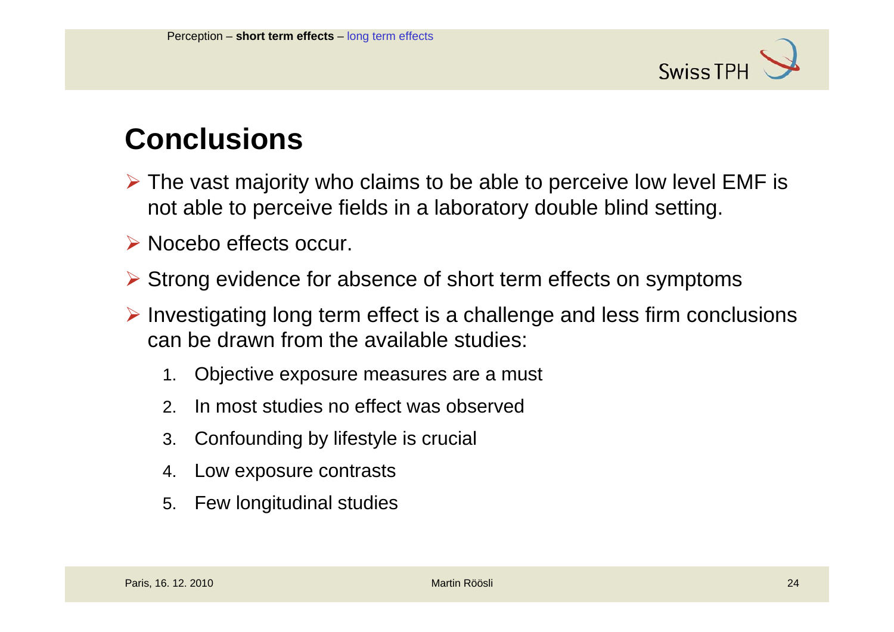# Conclusions

- The vast majority who claims to be able to perceive low level EMF is not able to perceive fields in a laboratory double blind setting.
- Nocebo effects occur.
- Strong evidence for absence of short term effects on symptoms
- Investigating long term effect is a challenge and less firm conclusions can be drawn from the available studies:
  1. Objective exposure measures are a must
  2. In most studies no effect was observed
  3. Confounding by lifestyle is crucial
  4. Low exposure contrasts
  5. Few longitudinal studies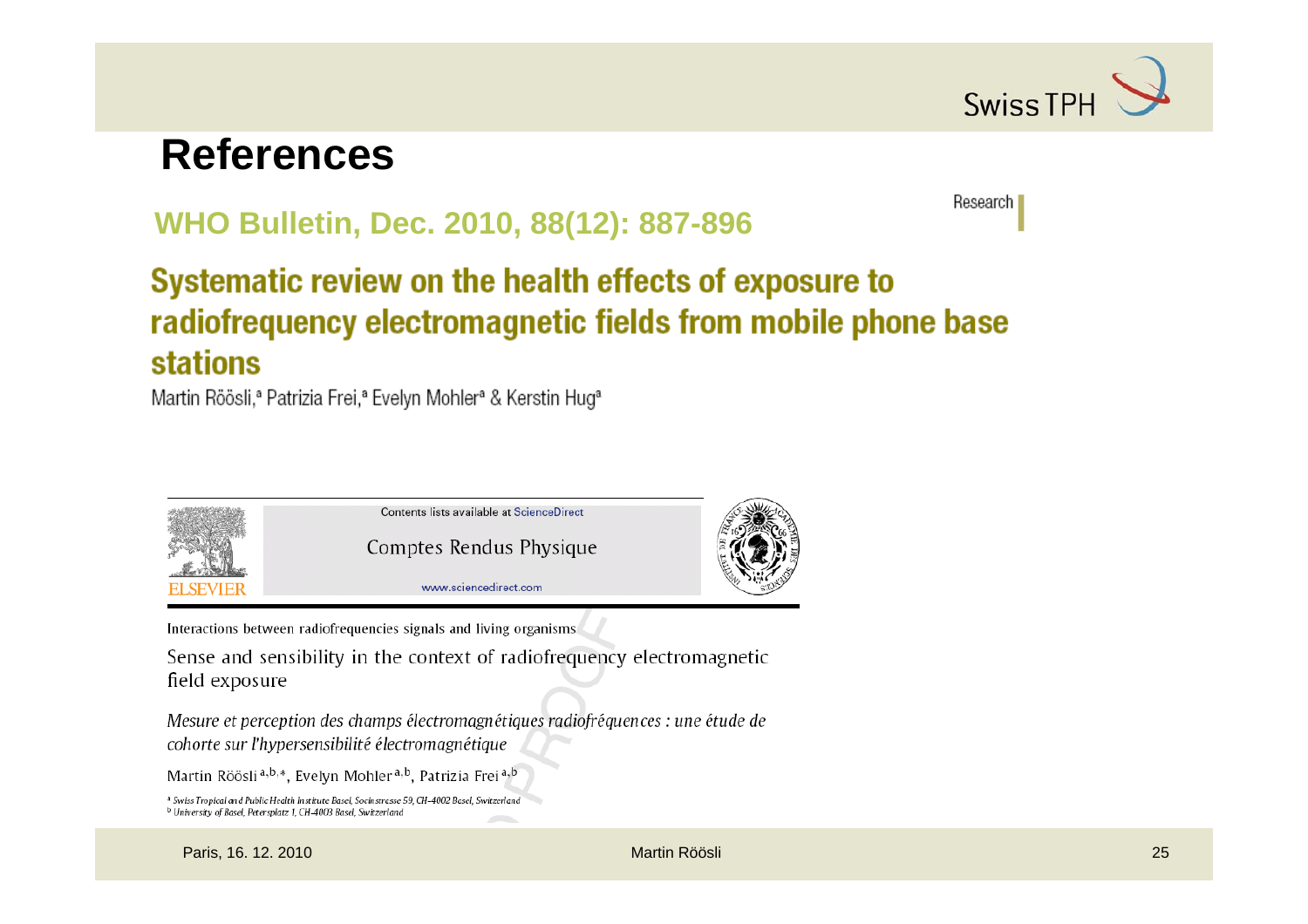# References

**WHO Bulletin, Dec. 2010, 88(12): 887-896**

Research

## Systematic review on the health effects of exposure to radiofrequency electromagnetic fields from mobile phone base stations

Martin Röösli,[a] Patrizia Frei,[a] Evelyn Mohler[a] & Kerstin Hug[a]

Contents lists available at ScienceDirect

Comptes Rendus Physique

www.sciencedirect.com

ELSEVIER

Interactions between radiofrequencies signals and living organisms

Sense and sensibility in the context of radiofrequency electromagnetic field exposure

*Mesure et perception des champs électromagnétiques radiofréquences : une étude de cohorte sur l'hypersensibilité électromagnétique*

Martin Röösli[a,b,*], Evelyn Mohler[a,b], Patrizia Frei[a,b]

[a] Swiss Tropical and Public Health Institute Basel, Socinstrasse 59, CH-4002 Basel, Switzerland

[b] University of Basel, Petersplatz 1, CH-4003 Basel, Switzerland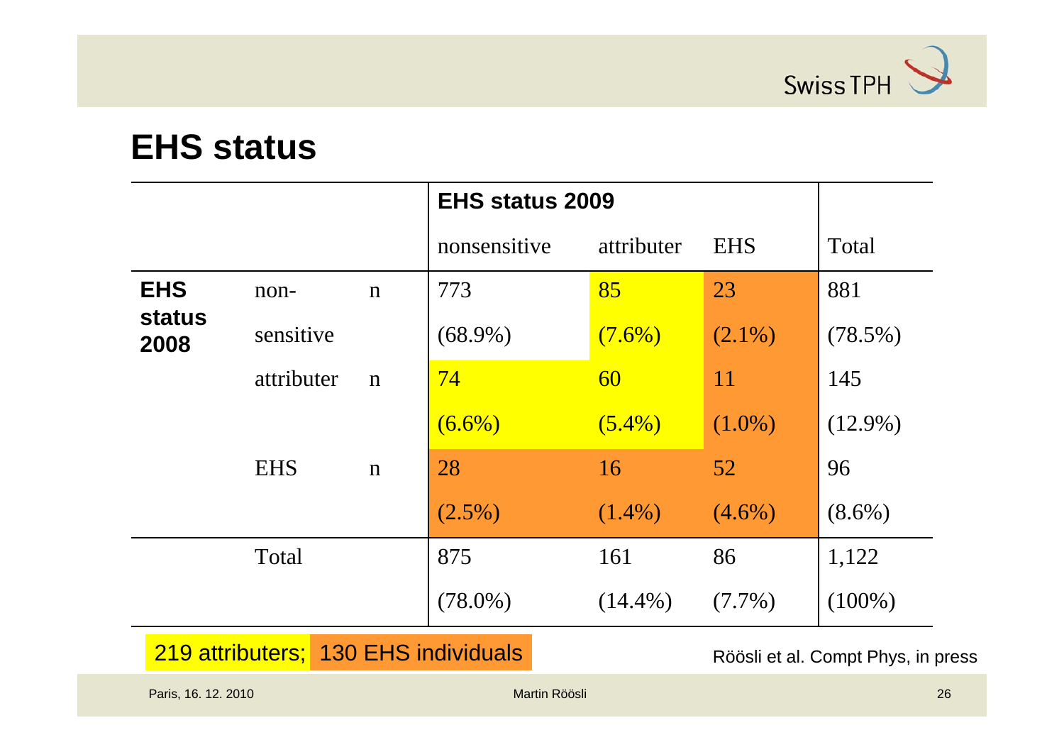# EHS status

| | | | EHS status 2009 | | | |
|---|---|---|---|---|---|---|
| | | | nonsensitive | attributer | EHS | Total |
| EHS status 2008 | non-sensitive | n | 773 (68.9%) | 85 (7.6%) | 23 (2.1%) | 881 (78.5%) |
| | attributer | n | 74 (6.6%) | 60 (5.4%) | 11 (1.0%) | 145 (12.9%) |
| | EHS | n | 28 (2.5%) | 16 (1.4%) | 52 (4.6%) | 96 (8.6%) |
| | Total | | 875 (78.0%) | 161 (14.4%) | 86 (7.7%) | 1,122 (100%) |

219 attributers; 130 EHS individuals

Röösli et al. Compt Phys, in press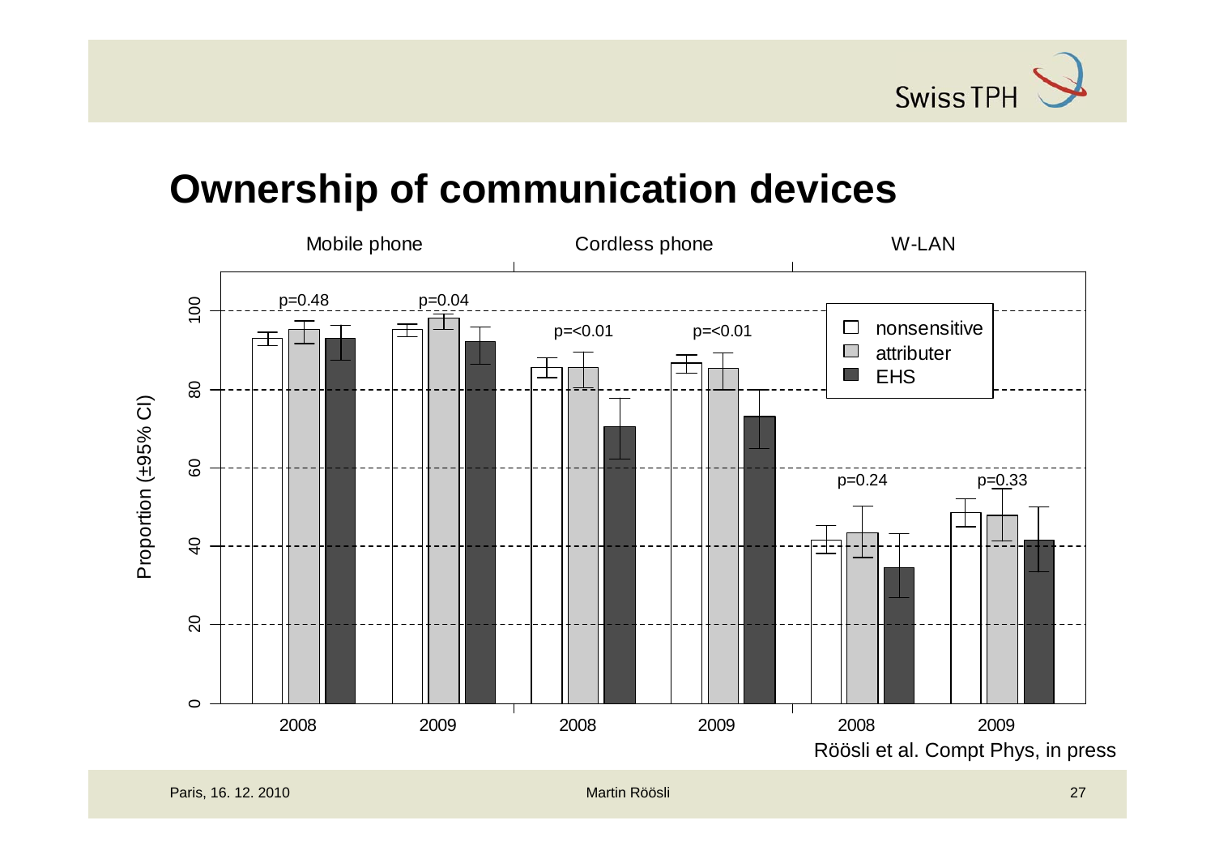# Ownership of communication devices

Mobile phone | Cordless phone | W-LAN

Proportion (±95% CI)

| | Mobile phone 2008 | Mobile phone 2009 | Cordless phone 2008 | Cordless phone 2009 | W-LAN 2008 | W-LAN 2009 |
|---|---|---|---|---|---|---|
| p-value | p=0.48 | p=0.04 | p=<0.01 | p=<0.01 | p=0.24 | p=0.33 |

Legend: nonsensitive, attributer, EHS

Röösli et al. Compt Phys, in press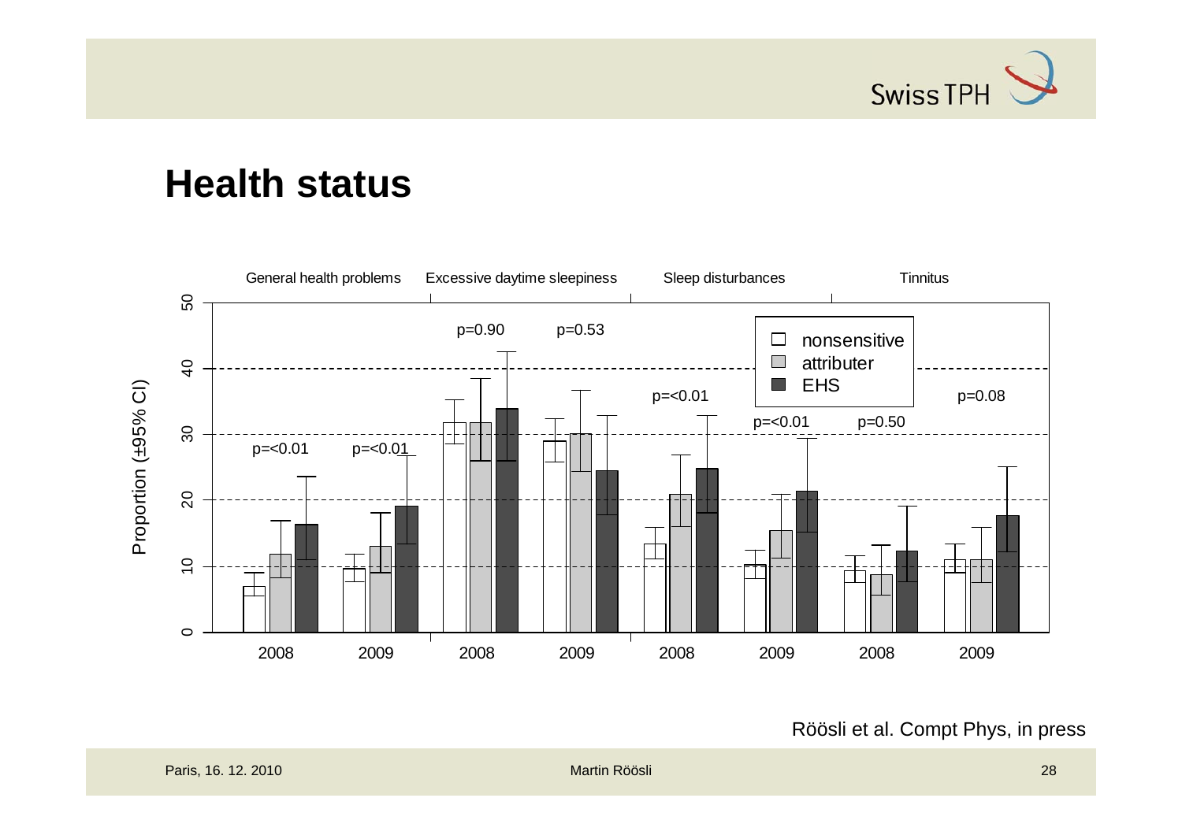## Health status

General health problems | Excessive daytime sleepiness | Sleep disturbances | Tinnitus

Proportion (±95% CI)

| | General health problems 2008 | General health problems 2009 | Excessive daytime sleepiness 2008 | Excessive daytime sleepiness 2009 | Sleep disturbances 2008 | Sleep disturbances 2009 | Tinnitus 2008 | Tinnitus 2009 |
|---|---|---|---|---|---|---|---|---|
| p-value | p=<0.01 | p=<0.01 | p=0.90 | p=0.53 | p=<0.01 | p=<0.01 | p=0.50 | p=0.08 |

Legend: nonsensitive, attributer, EHS

Röösli et al. Compt Phys, in press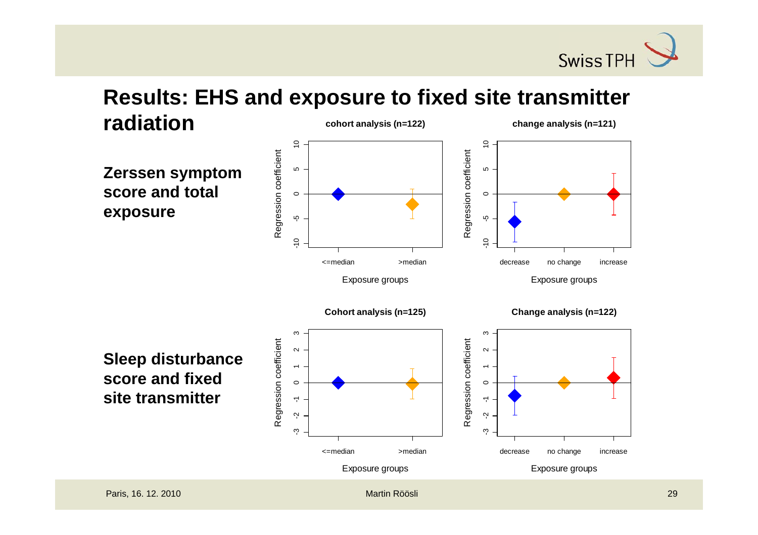# Results: EHS and exposure to fixed site transmitter radiation

**Zerssen symptom score and total exposure**

cohort analysis (n=122)

Regression coefficient

10
5
0
-5
-10

<=median
>median

Exposure groups

change analysis (n=121)

Regression coefficient

10
5
0
-5
-10

decrease
no change
increase

Exposure groups

**Sleep disturbance score and fixed site transmitter**

Cohort analysis (n=125)

Regression coefficient

3
2
1
0
-1
-2
-3

<=median
>median

Exposure groups

Change analysis (n=122)

Regression coefficient

3
2
1
0
-1
-2
-3

decrease
no change
increase

Exposure groups